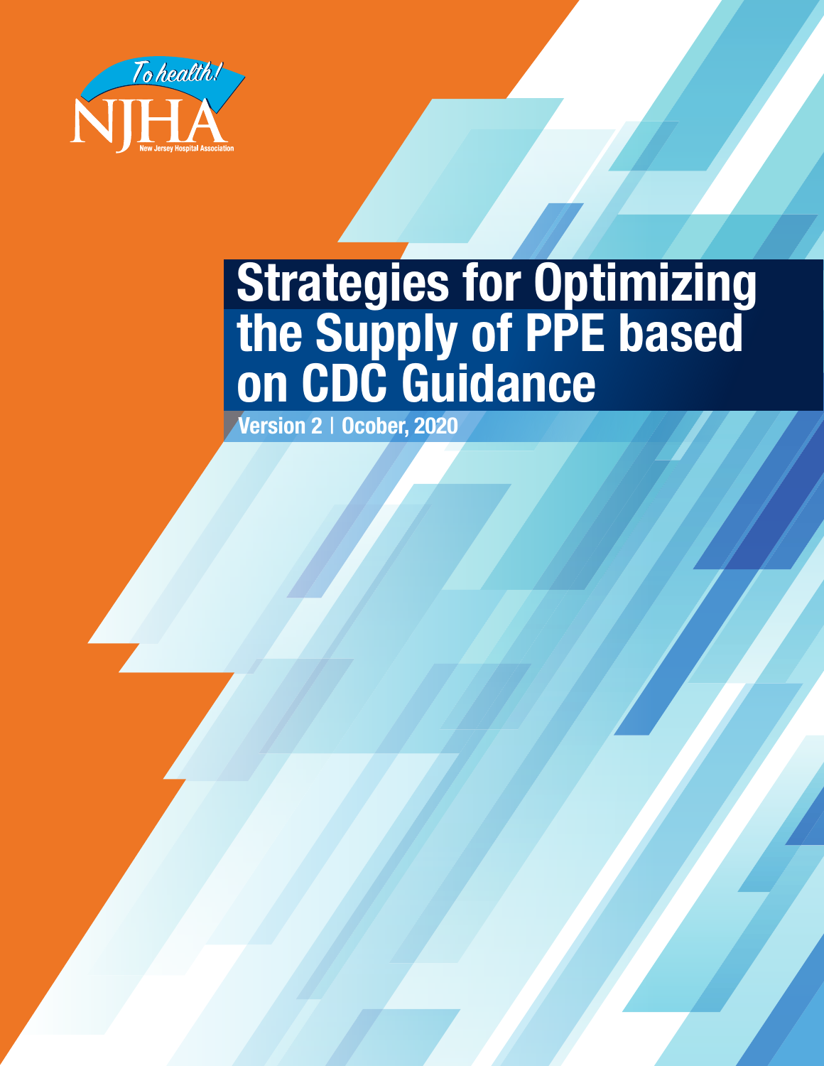To health!

NJHA

New Jersey Hospital Association

# Strategies for Optimizing the Supply of PPE based on CDC Guidance

**Version 2 | Ocober, 2020**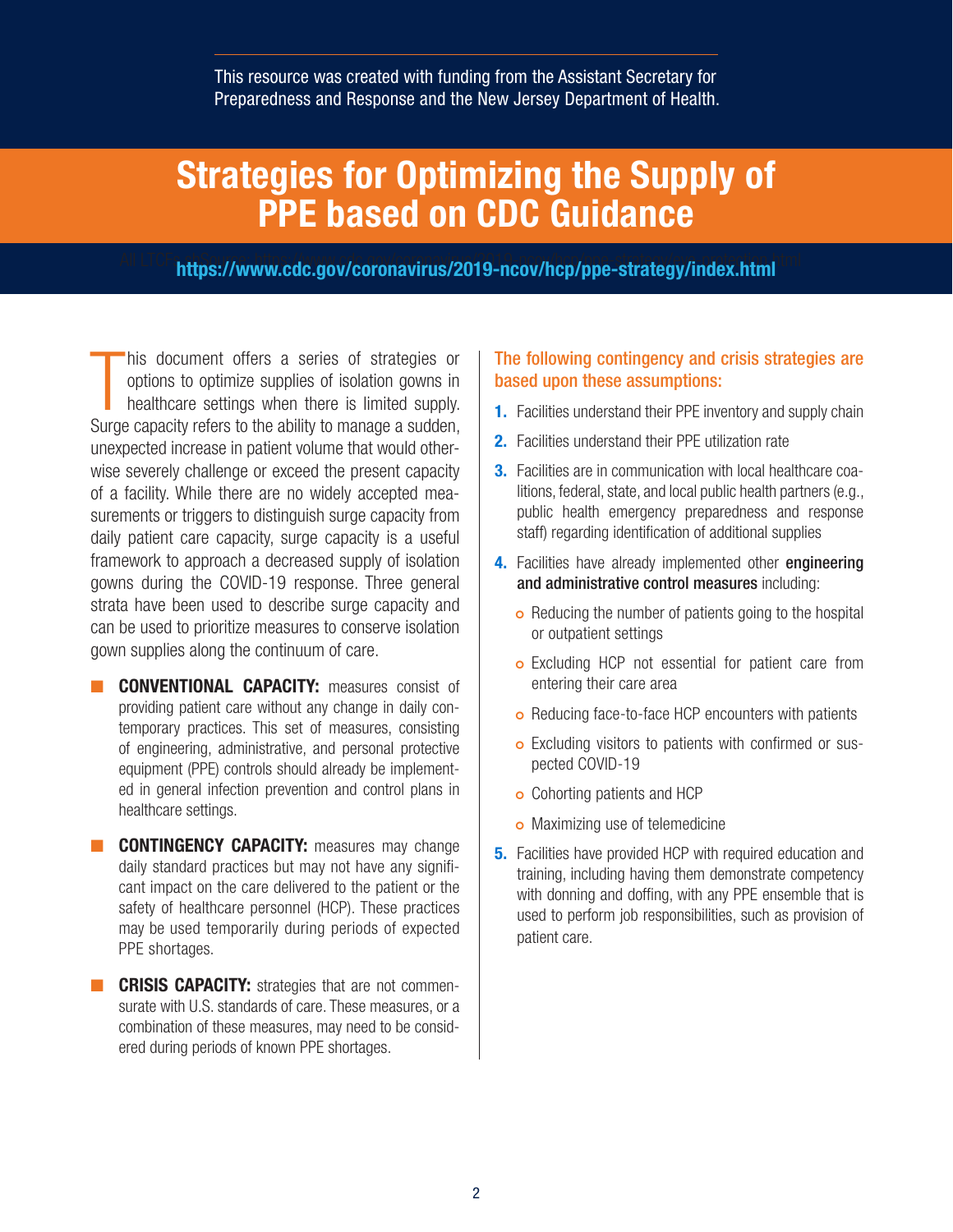This resource was created with funding from the Assistant Secretary for Preparedness and Response and the New Jersey Department of Health.

# Strategies for Optimizing the Supply of PPE based on CDC Guidance

**https://www.cdc.gov/coronavirus/2019-ncov/hcp/ppe-strategy/index.html**

This document offers a series of strategies or options to optimize supplies of isolation gowns in healthcare settings when there is limited supply. Surge capacity refers to the ability to manage a sudden, unexpected increase in patient volume that would otherwise severely challenge or exceed the present capacity of a facility. While there are no widely accepted measurements or triggers to distinguish surge capacity from daily patient care capacity, surge capacity is a useful framework to approach a decreased supply of isolation gowns during the COVID-19 response. Three general strata have been used to describe surge capacity and can be used to prioritize measures to conserve isolation gown supplies along the continuum of care.

- **CONVENTIONAL CAPACITY:** measures consist of providing patient care without any change in daily contemporary practices. This set of measures, consisting of engineering, administrative, and personal protective equipment (PPE) controls should already be implemented in general infection prevention and control plans in healthcare settings.
- **CONTINGENCY CAPACITY:** measures may change daily standard practices but may not have any significant impact on the care delivered to the patient or the safety of healthcare personnel (HCP). These practices may be used temporarily during periods of expected PPE shortages.
- **CRISIS CAPACITY:** strategies that are not commensurate with U.S. standards of care. These measures, or a combination of these measures, may need to be considered during periods of known PPE shortages.

### The following contingency and crisis strategies are based upon these assumptions:

1. Facilities understand their PPE inventory and supply chain
2. Facilities understand their PPE utilization rate
3. Facilities are in communication with local healthcare coalitions, federal, state, and local public health partners (e.g., public health emergency preparedness and response staff) regarding identification of additional supplies
4. Facilities have already implemented other **engineering and administrative control measures** including:
   - Reducing the number of patients going to the hospital or outpatient settings
   - Excluding HCP not essential for patient care from entering their care area
   - Reducing face-to-face HCP encounters with patients
   - Excluding visitors to patients with confirmed or suspected COVID-19
   - Cohorting patients and HCP
   - Maximizing use of telemedicine
5. Facilities have provided HCP with required education and training, including having them demonstrate competency with donning and doffing, with any PPE ensemble that is used to perform job responsibilities, such as provision of patient care.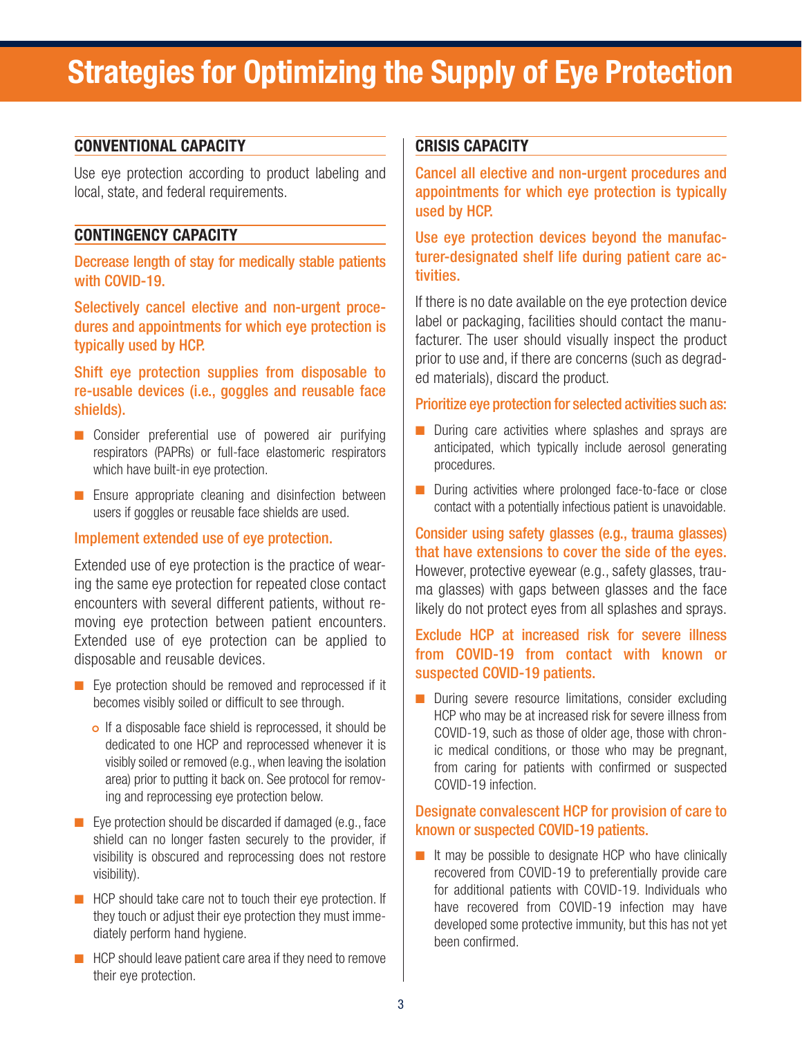# Strategies for Optimizing the Supply of Eye Protection

## CONVENTIONAL CAPACITY

Use eye protection according to product labeling and local, state, and federal requirements.

## CONTINGENCY CAPACITY

**Decrease length of stay for medically stable patients with COVID-19.**

**Selectively cancel elective and non-urgent procedures and appointments for which eye protection is typically used by HCP.**

**Shift eye protection supplies from disposable to re-usable devices (i.e., goggles and reusable face shields).**

- Consider preferential use of powered air purifying respirators (PAPRs) or full-face elastomeric respirators which have built-in eye protection.
- Ensure appropriate cleaning and disinfection between users if goggles or reusable face shields are used.

**Implement extended use of eye protection.**

Extended use of eye protection is the practice of wearing the same eye protection for repeated close contact encounters with several different patients, without removing eye protection between patient encounters. Extended use of eye protection can be applied to disposable and reusable devices.

- Eye protection should be removed and reprocessed if it becomes visibly soiled or difficult to see through.
  - If a disposable face shield is reprocessed, it should be dedicated to one HCP and reprocessed whenever it is visibly soiled or removed (e.g., when leaving the isolation area) prior to putting it back on. See protocol for removing and reprocessing eye protection below.
- Eye protection should be discarded if damaged (e.g., face shield can no longer fasten securely to the provider, if visibility is obscured and reprocessing does not restore visibility).
- HCP should take care not to touch their eye protection. If they touch or adjust their eye protection they must immediately perform hand hygiene.
- HCP should leave patient care area if they need to remove their eye protection.

## CRISIS CAPACITY

**Cancel all elective and non-urgent procedures and appointments for which eye protection is typically used by HCP.**

**Use eye protection devices beyond the manufacturer-designated shelf life during patient care activities.**

If there is no date available on the eye protection device label or packaging, facilities should contact the manufacturer. The user should visually inspect the product prior to use and, if there are concerns (such as degraded materials), discard the product.

**Prioritize eye protection for selected activities such as:**

- During care activities where splashes and sprays are anticipated, which typically include aerosol generating procedures.
- During activities where prolonged face-to-face or close contact with a potentially infectious patient is unavoidable.

**Consider using safety glasses (e.g., trauma glasses) that have extensions to cover the side of the eyes.** However, protective eyewear (e.g., safety glasses, trauma glasses) with gaps between glasses and the face likely do not protect eyes from all splashes and sprays.

**Exclude HCP at increased risk for severe illness from COVID-19 from contact with known or suspected COVID-19 patients.**

- During severe resource limitations, consider excluding HCP who may be at increased risk for severe illness from COVID-19, such as those of older age, those with chronic medical conditions, or those who may be pregnant, from caring for patients with confirmed or suspected COVID-19 infection.

**Designate convalescent HCP for provision of care to known or suspected COVID-19 patients.**

- It may be possible to designate HCP who have clinically recovered from COVID-19 to preferentially provide care for additional patients with COVID-19. Individuals who have recovered from COVID-19 infection may have developed some protective immunity, but this has not yet been confirmed.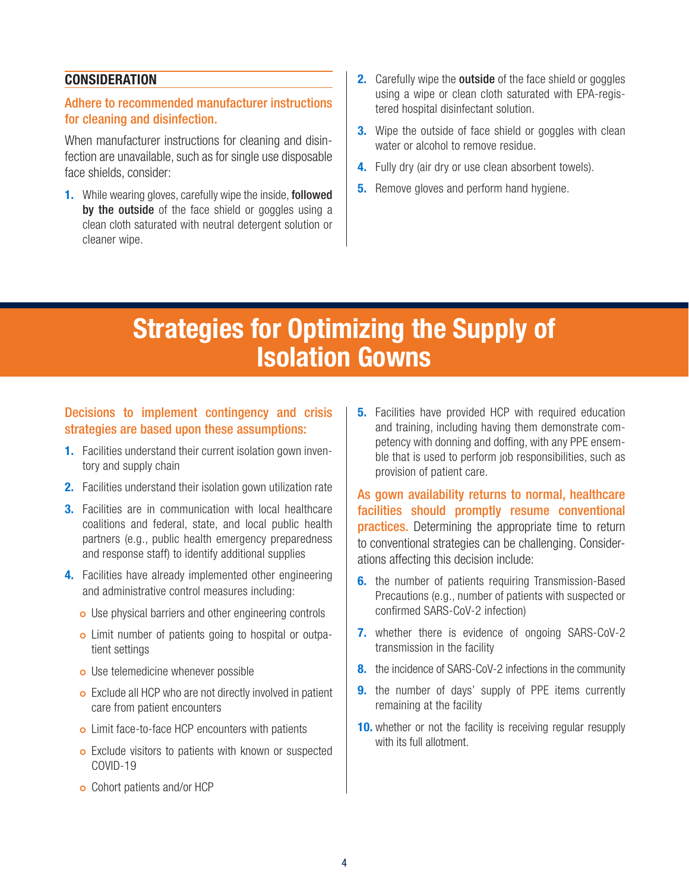### CONSIDERATION

**Adhere to recommended manufacturer instructions for cleaning and disinfection.**

When manufacturer instructions for cleaning and disinfection are unavailable, such as for single use disposable face shields, consider:

1. While wearing gloves, carefully wipe the inside, **followed by the outside** of the face shield or goggles using a clean cloth saturated with neutral detergent solution or cleaner wipe.
2. Carefully wipe the **outside** of the face shield or goggles using a wipe or clean cloth saturated with EPA-registered hospital disinfectant solution.
3. Wipe the outside of face shield or goggles with clean water or alcohol to remove residue.
4. Fully dry (air dry or use clean absorbent towels).
5. Remove gloves and perform hand hygiene.

# Strategies for Optimizing the Supply of Isolation Gowns

**Decisions to implement contingency and crisis strategies are based upon these assumptions:**

1. Facilities understand their current isolation gown inventory and supply chain
2. Facilities understand their isolation gown utilization rate
3. Facilities are in communication with local healthcare coalitions and federal, state, and local public health partners (e.g., public health emergency preparedness and response staff) to identify additional supplies
4. Facilities have already implemented other engineering and administrative control measures including:
   - Use physical barriers and other engineering controls
   - Limit number of patients going to hospital or outpatient settings
   - Use telemedicine whenever possible
   - Exclude all HCP who are not directly involved in patient care from patient encounters
   - Limit face-to-face HCP encounters with patients
   - Exclude visitors to patients with known or suspected COVID-19
   - Cohort patients and/or HCP
5. Facilities have provided HCP with required education and training, including having them demonstrate competency with donning and doffing, with any PPE ensemble that is used to perform job responsibilities, such as provision of patient care.

**As gown availability returns to normal, healthcare facilities should promptly resume conventional practices.** Determining the appropriate time to return to conventional strategies can be challenging. Considerations affecting this decision include:

6. the number of patients requiring Transmission-Based Precautions (e.g., number of patients with suspected or confirmed SARS-CoV-2 infection)
7. whether there is evidence of ongoing SARS-CoV-2 transmission in the facility
8. the incidence of SARS-CoV-2 infections in the community
9. the number of days' supply of PPE items currently remaining at the facility
10. whether or not the facility is receiving regular resupply with its full allotment.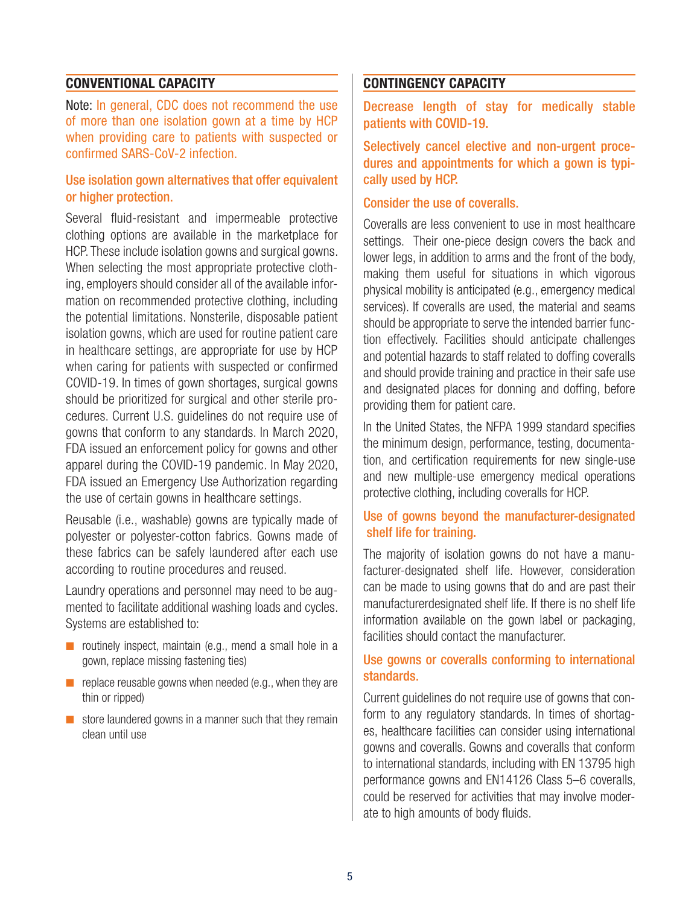## CONVENTIONAL CAPACITY

Note: In general, CDC does not recommend the use of more than one isolation gown at a time by HCP when providing care to patients with suspected or confirmed SARS-CoV-2 infection.

### Use isolation gown alternatives that offer equivalent or higher protection.

Several fluid-resistant and impermeable protective clothing options are available in the marketplace for HCP. These include isolation gowns and surgical gowns. When selecting the most appropriate protective clothing, employers should consider all of the available information on recommended protective clothing, including the potential limitations. Nonsterile, disposable patient isolation gowns, which are used for routine patient care in healthcare settings, are appropriate for use by HCP when caring for patients with suspected or confirmed COVID-19. In times of gown shortages, surgical gowns should be prioritized for surgical and other sterile procedures. Current U.S. guidelines do not require use of gowns that conform to any standards. In March 2020, FDA issued an enforcement policy for gowns and other apparel during the COVID-19 pandemic. In May 2020, FDA issued an Emergency Use Authorization regarding the use of certain gowns in healthcare settings.

Reusable (i.e., washable) gowns are typically made of polyester or polyester-cotton fabrics. Gowns made of these fabrics can be safely laundered after each use according to routine procedures and reused.

Laundry operations and personnel may need to be augmented to facilitate additional washing loads and cycles. Systems are established to:

- routinely inspect, maintain (e.g., mend a small hole in a gown, replace missing fastening ties)
- replace reusable gowns when needed (e.g., when they are thin or ripped)
- store laundered gowns in a manner such that they remain clean until use

## CONTINGENCY CAPACITY

### Decrease length of stay for medically stable patients with COVID-19.

### Selectively cancel elective and non-urgent procedures and appointments for which a gown is typically used by HCP.

### Consider the use of coveralls.

Coveralls are less convenient to use in most healthcare settings. Their one-piece design covers the back and lower legs, in addition to arms and the front of the body, making them useful for situations in which vigorous physical mobility is anticipated (e.g., emergency medical services). If coveralls are used, the material and seams should be appropriate to serve the intended barrier function effectively. Facilities should anticipate challenges and potential hazards to staff related to doffing coveralls and should provide training and practice in their safe use and designated places for donning and doffing, before providing them for patient care.

In the United States, the NFPA 1999 standard specifies the minimum design, performance, testing, documentation, and certification requirements for new single-use and new multiple-use emergency medical operations protective clothing, including coveralls for HCP.

### Use of gowns beyond the manufacturer-designated shelf life for training.

The majority of isolation gowns do not have a manufacturer-designated shelf life. However, consideration can be made to using gowns that do and are past their manufacturerdesignated shelf life. If there is no shelf life information available on the gown label or packaging, facilities should contact the manufacturer.

### Use gowns or coveralls conforming to international standards.

Current guidelines do not require use of gowns that conform to any regulatory standards. In times of shortages, healthcare facilities can consider using international gowns and coveralls. Gowns and coveralls that conform to international standards, including with EN 13795 high performance gowns and EN14126 Class 5–6 coveralls, could be reserved for activities that may involve moderate to high amounts of body fluids.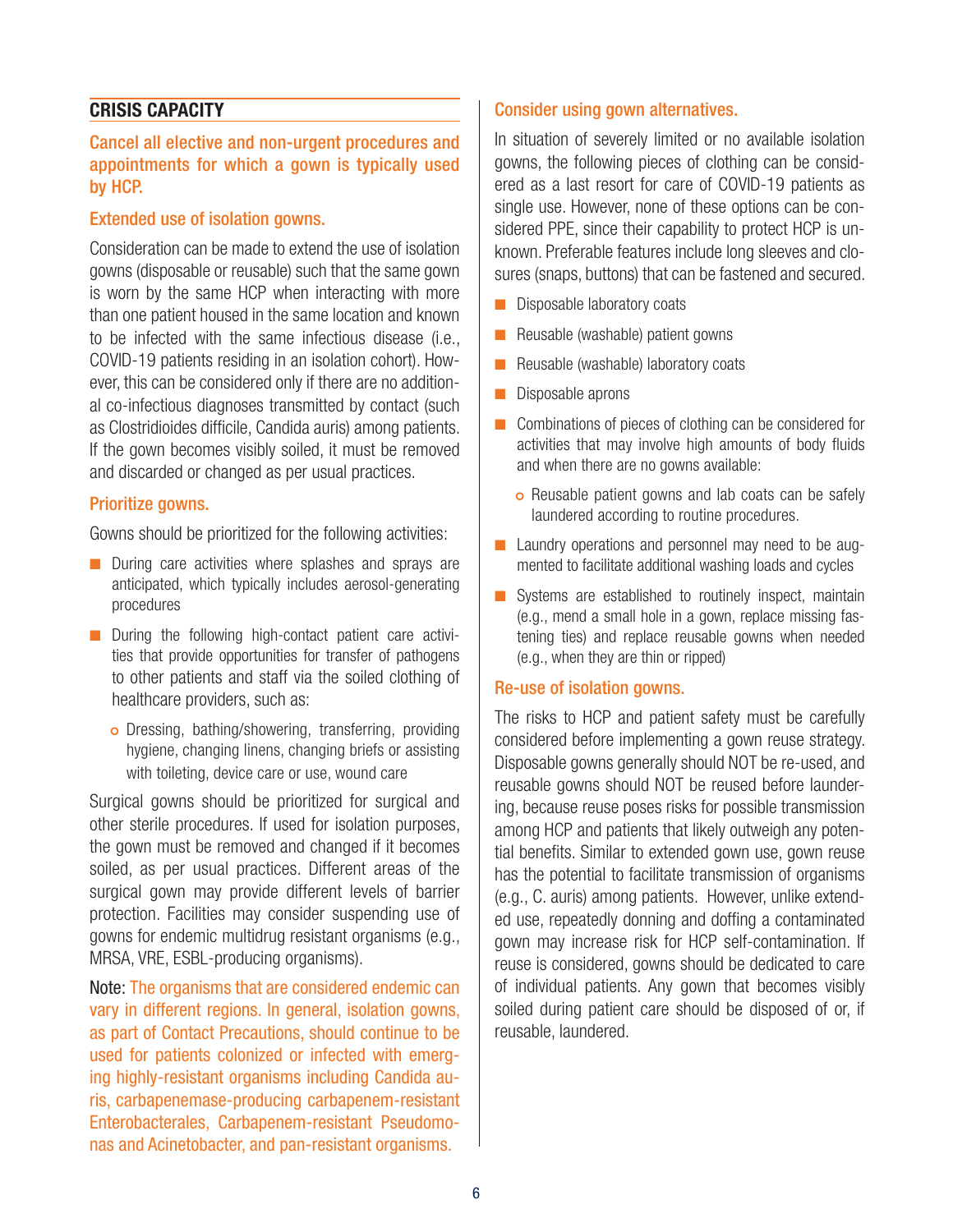## CRISIS CAPACITY

### Cancel all elective and non-urgent procedures and appointments for which a gown is typically used by HCP.

### Extended use of isolation gowns.

Consideration can be made to extend the use of isolation gowns (disposable or reusable) such that the same gown is worn by the same HCP when interacting with more than one patient housed in the same location and known to be infected with the same infectious disease (i.e., COVID-19 patients residing in an isolation cohort). However, this can be considered only if there are no additional co-infectious diagnoses transmitted by contact (such as Clostridioides difficile, Candida auris) among patients. If the gown becomes visibly soiled, it must be removed and discarded or changed as per usual practices.

### Prioritize gowns.

Gowns should be prioritized for the following activities:

- During care activities where splashes and sprays are anticipated, which typically includes aerosol-generating procedures
- During the following high-contact patient care activities that provide opportunities for transfer of pathogens to other patients and staff via the soiled clothing of healthcare providers, such as:
  - Dressing, bathing/showering, transferring, providing hygiene, changing linens, changing briefs or assisting with toileting, device care or use, wound care

Surgical gowns should be prioritized for surgical and other sterile procedures. If used for isolation purposes, the gown must be removed and changed if it becomes soiled, as per usual practices. Different areas of the surgical gown may provide different levels of barrier protection. Facilities may consider suspending use of gowns for endemic multidrug resistant organisms (e.g., MRSA, VRE, ESBL-producing organisms).

Note: The organisms that are considered endemic can vary in different regions. In general, isolation gowns, as part of Contact Precautions, should continue to be used for patients colonized or infected with emerging highly-resistant organisms including Candida auris, carbapenemase-producing carbapenem-resistant Enterobacterales, Carbapenem-resistant Pseudomonas and Acinetobacter, and pan-resistant organisms.

### Consider using gown alternatives.

In situation of severely limited or no available isolation gowns, the following pieces of clothing can be considered as a last resort for care of COVID-19 patients as single use. However, none of these options can be considered PPE, since their capability to protect HCP is unknown. Preferable features include long sleeves and closures (snaps, buttons) that can be fastened and secured.

- Disposable laboratory coats
- Reusable (washable) patient gowns
- Reusable (washable) laboratory coats
- Disposable aprons
- Combinations of pieces of clothing can be considered for activities that may involve high amounts of body fluids and when there are no gowns available:
  - Reusable patient gowns and lab coats can be safely laundered according to routine procedures.
- Laundry operations and personnel may need to be augmented to facilitate additional washing loads and cycles
- Systems are established to routinely inspect, maintain (e.g., mend a small hole in a gown, replace missing fastening ties) and replace reusable gowns when needed (e.g., when they are thin or ripped)

### Re-use of isolation gowns.

The risks to HCP and patient safety must be carefully considered before implementing a gown reuse strategy. Disposable gowns generally should NOT be re-used, and reusable gowns should NOT be reused before laundering, because reuse poses risks for possible transmission among HCP and patients that likely outweigh any potential benefits. Similar to extended gown use, gown reuse has the potential to facilitate transmission of organisms (e.g., C. auris) among patients. However, unlike extended use, repeatedly donning and doffing a contaminated gown may increase risk for HCP self-contamination. If reuse is considered, gowns should be dedicated to care of individual patients. Any gown that becomes visibly soiled during patient care should be disposed of or, if reusable, laundered.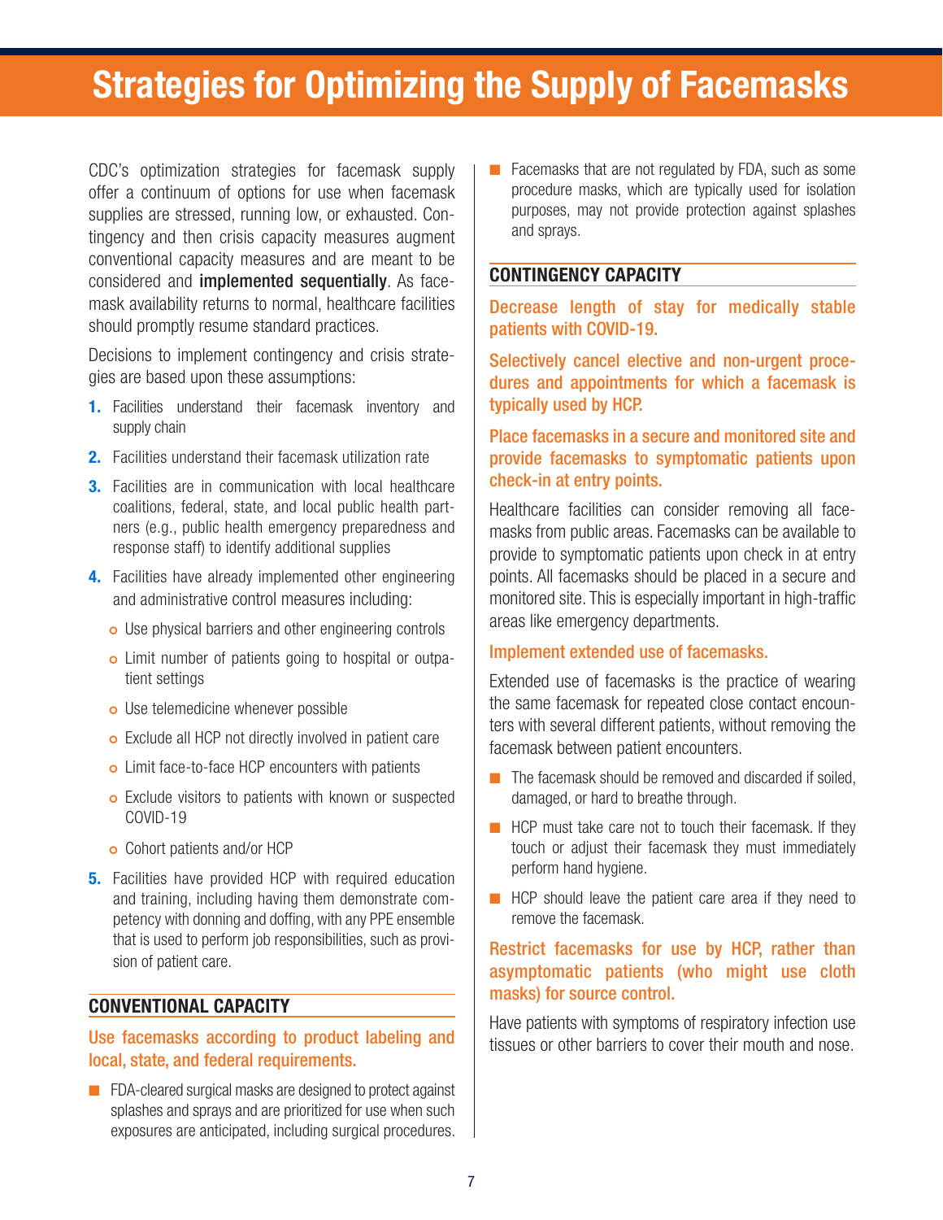# Strategies for Optimizing the Supply of Facemasks

CDC's optimization strategies for facemask supply offer a continuum of options for use when facemask supplies are stressed, running low, or exhausted. Contingency and then crisis capacity measures augment conventional capacity measures and are meant to be considered and **implemented sequentially**. As facemask availability returns to normal, healthcare facilities should promptly resume standard practices.

Decisions to implement contingency and crisis strategies are based upon these assumptions:

1. Facilities understand their facemask inventory and supply chain
2. Facilities understand their facemask utilization rate
3. Facilities are in communication with local healthcare coalitions, federal, state, and local public health partners (e.g., public health emergency preparedness and response staff) to identify additional supplies
4. Facilities have already implemented other engineering and administrative control measures including:
   - Use physical barriers and other engineering controls
   - Limit number of patients going to hospital or outpatient settings
   - Use telemedicine whenever possible
   - Exclude all HCP not directly involved in patient care
   - Limit face-to-face HCP encounters with patients
   - Exclude visitors to patients with known or suspected COVID-19
   - Cohort patients and/or HCP
5. Facilities have provided HCP with required education and training, including having them demonstrate competency with donning and doffing, with any PPE ensemble that is used to perform job responsibilities, such as provision of patient care.

## CONVENTIONAL CAPACITY

### Use facemasks according to product labeling and local, state, and federal requirements.

- FDA-cleared surgical masks are designed to protect against splashes and sprays and are prioritized for use when such exposures are anticipated, including surgical procedures.
- Facemasks that are not regulated by FDA, such as some procedure masks, which are typically used for isolation purposes, may not provide protection against splashes and sprays.

## CONTINGENCY CAPACITY

### Decrease length of stay for medically stable patients with COVID-19.

### Selectively cancel elective and non-urgent procedures and appointments for which a facemask is typically used by HCP.

### Place facemasks in a secure and monitored site and provide facemasks to symptomatic patients upon check-in at entry points.

Healthcare facilities can consider removing all facemasks from public areas. Facemasks can be available to provide to symptomatic patients upon check in at entry points. All facemasks should be placed in a secure and monitored site. This is especially important in high-traffic areas like emergency departments.

### Implement extended use of facemasks.

Extended use of facemasks is the practice of wearing the same facemask for repeated close contact encounters with several different patients, without removing the facemask between patient encounters.

- The facemask should be removed and discarded if soiled, damaged, or hard to breathe through.
- HCP must take care not to touch their facemask. If they touch or adjust their facemask they must immediately perform hand hygiene.
- HCP should leave the patient care area if they need to remove the facemask.

### Restrict facemasks for use by HCP, rather than asymptomatic patients (who might use cloth masks) for source control.

Have patients with symptoms of respiratory infection use tissues or other barriers to cover their mouth and nose.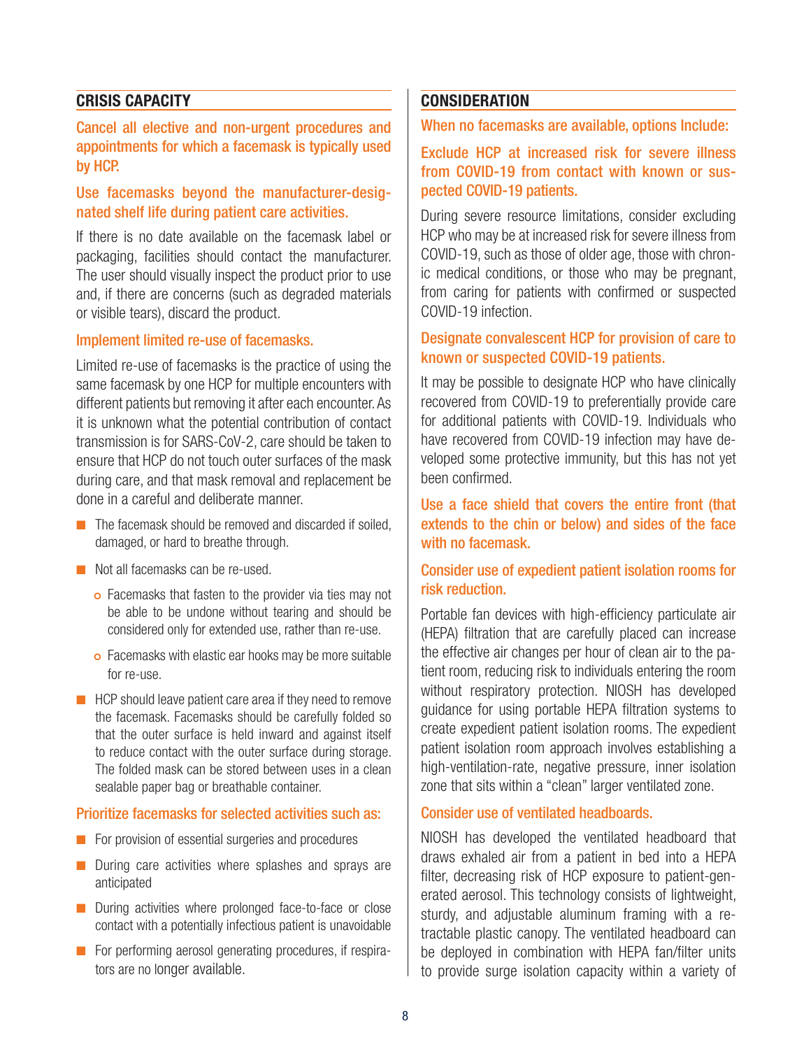## CRISIS CAPACITY

### Cancel all elective and non-urgent procedures and appointments for which a facemask is typically used by HCP.

### Use facemasks beyond the manufacturer-designated shelf life during patient care activities.

If there is no date available on the facemask label or packaging, facilities should contact the manufacturer. The user should visually inspect the product prior to use and, if there are concerns (such as degraded materials or visible tears), discard the product.

### Implement limited re-use of facemasks.

Limited re-use of facemasks is the practice of using the same facemask by one HCP for multiple encounters with different patients but removing it after each encounter. As it is unknown what the potential contribution of contact transmission is for SARS-CoV-2, care should be taken to ensure that HCP do not touch outer surfaces of the mask during care, and that mask removal and replacement be done in a careful and deliberate manner.

- The facemask should be removed and discarded if soiled, damaged, or hard to breathe through.
- Not all facemasks can be re-used.
  - Facemasks that fasten to the provider via ties may not be able to be undone without tearing and should be considered only for extended use, rather than re-use.
  - Facemasks with elastic ear hooks may be more suitable for re-use.
- HCP should leave patient care area if they need to remove the facemask. Facemasks should be carefully folded so that the outer surface is held inward and against itself to reduce contact with the outer surface during storage. The folded mask can be stored between uses in a clean sealable paper bag or breathable container.

### Prioritize facemasks for selected activities such as:

- For provision of essential surgeries and procedures
- During care activities where splashes and sprays are anticipated
- During activities where prolonged face-to-face or close contact with a potentially infectious patient is unavoidable
- For performing aerosol generating procedures, if respirators are no longer available.

## CONSIDERATION

### When no facemasks are available, options Include:

### Exclude HCP at increased risk for severe illness from COVID-19 from contact with known or suspected COVID-19 patients.

During severe resource limitations, consider excluding HCP who may be at increased risk for severe illness from COVID-19, such as those of older age, those with chronic medical conditions, or those who may be pregnant, from caring for patients with confirmed or suspected COVID-19 infection.

### Designate convalescent HCP for provision of care to known or suspected COVID-19 patients.

It may be possible to designate HCP who have clinically recovered from COVID-19 to preferentially provide care for additional patients with COVID-19. Individuals who have recovered from COVID-19 infection may have developed some protective immunity, but this has not yet been confirmed.

### Use a face shield that covers the entire front (that extends to the chin or below) and sides of the face with no facemask.

### Consider use of expedient patient isolation rooms for risk reduction.

Portable fan devices with high-efficiency particulate air (HEPA) filtration that are carefully placed can increase the effective air changes per hour of clean air to the patient room, reducing risk to individuals entering the room without respiratory protection. NIOSH has developed guidance for using portable HEPA filtration systems to create expedient patient isolation rooms. The expedient patient isolation room approach involves establishing a high-ventilation-rate, negative pressure, inner isolation zone that sits within a "clean" larger ventilated zone.

### Consider use of ventilated headboards.

NIOSH has developed the ventilated headboard that draws exhaled air from a patient in bed into a HEPA filter, decreasing risk of HCP exposure to patient-generated aerosol. This technology consists of lightweight, sturdy, and adjustable aluminum framing with a retractable plastic canopy. The ventilated headboard can be deployed in combination with HEPA fan/filter units to provide surge isolation capacity within a variety of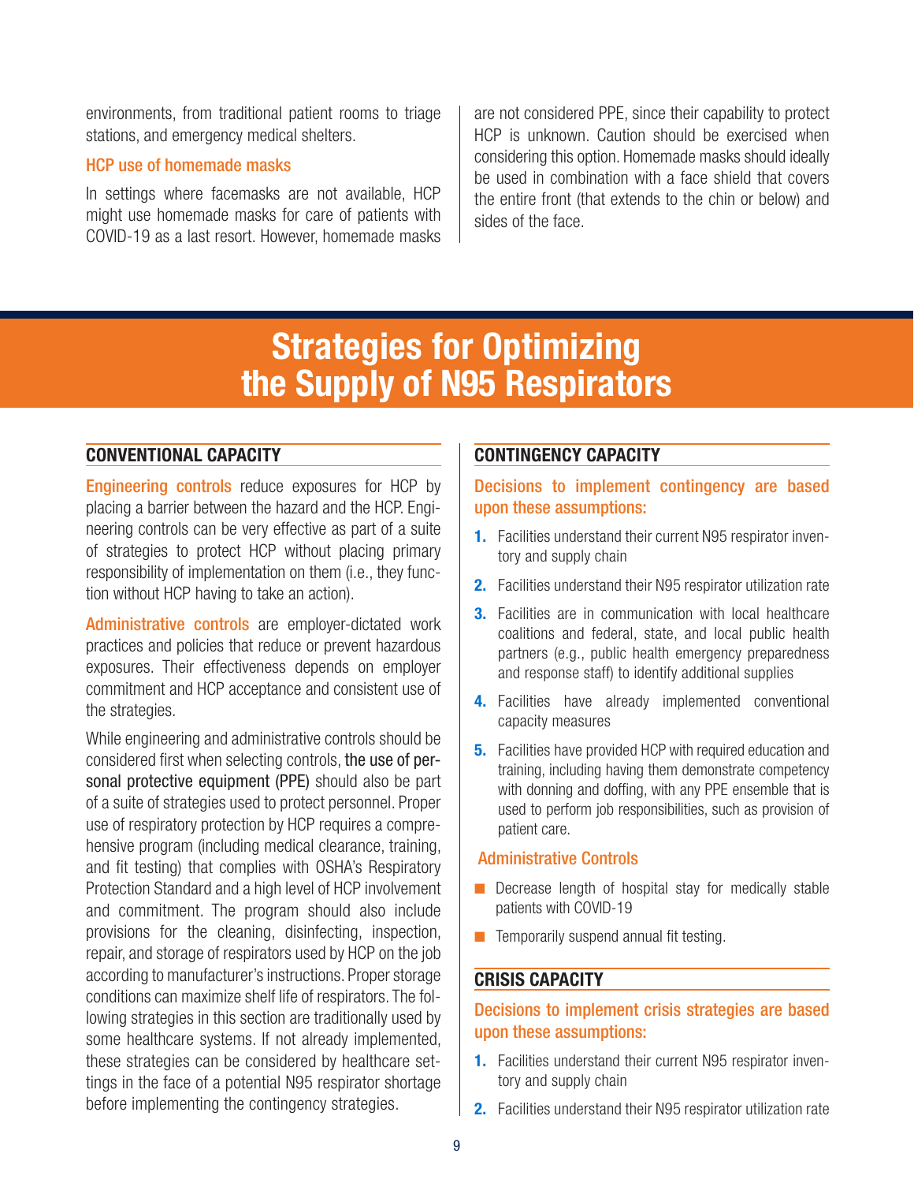environments, from traditional patient rooms to triage stations, and emergency medical shelters.

### HCP use of homemade masks

In settings where facemasks are not available, HCP might use homemade masks for care of patients with COVID-19 as a last resort. However, homemade masks are not considered PPE, since their capability to protect HCP is unknown. Caution should be exercised when considering this option. Homemade masks should ideally be used in combination with a face shield that covers the entire front (that extends to the chin or below) and sides of the face.

# Strategies for Optimizing the Supply of N95 Respirators

## CONVENTIONAL CAPACITY

**Engineering controls** reduce exposures for HCP by placing a barrier between the hazard and the HCP. Engineering controls can be very effective as part of a suite of strategies to protect HCP without placing primary responsibility of implementation on them (i.e., they function without HCP having to take an action).

**Administrative controls** are employer-dictated work practices and policies that reduce or prevent hazardous exposures. Their effectiveness depends on employer commitment and HCP acceptance and consistent use of the strategies.

While engineering and administrative controls should be considered first when selecting controls, the use of personal protective equipment (PPE) should also be part of a suite of strategies used to protect personnel. Proper use of respiratory protection by HCP requires a comprehensive program (including medical clearance, training, and fit testing) that complies with OSHA's Respiratory Protection Standard and a high level of HCP involvement and commitment. The program should also include provisions for the cleaning, disinfecting, inspection, repair, and storage of respirators used by HCP on the job according to manufacturer's instructions. Proper storage conditions can maximize shelf life of respirators. The following strategies in this section are traditionally used by some healthcare systems. If not already implemented, these strategies can be considered by healthcare settings in the face of a potential N95 respirator shortage before implementing the contingency strategies.

## CONTINGENCY CAPACITY

### Decisions to implement contingency are based upon these assumptions:

1. Facilities understand their current N95 respirator inventory and supply chain
2. Facilities understand their N95 respirator utilization rate
3. Facilities are in communication with local healthcare coalitions and federal, state, and local public health partners (e.g., public health emergency preparedness and response staff) to identify additional supplies
4. Facilities have already implemented conventional capacity measures
5. Facilities have provided HCP with required education and training, including having them demonstrate competency with donning and doffing, with any PPE ensemble that is used to perform job responsibilities, such as provision of patient care.

### Administrative Controls

- Decrease length of hospital stay for medically stable patients with COVID-19
- Temporarily suspend annual fit testing.

## CRISIS CAPACITY

### Decisions to implement crisis strategies are based upon these assumptions:

1. Facilities understand their current N95 respirator inventory and supply chain
2. Facilities understand their N95 respirator utilization rate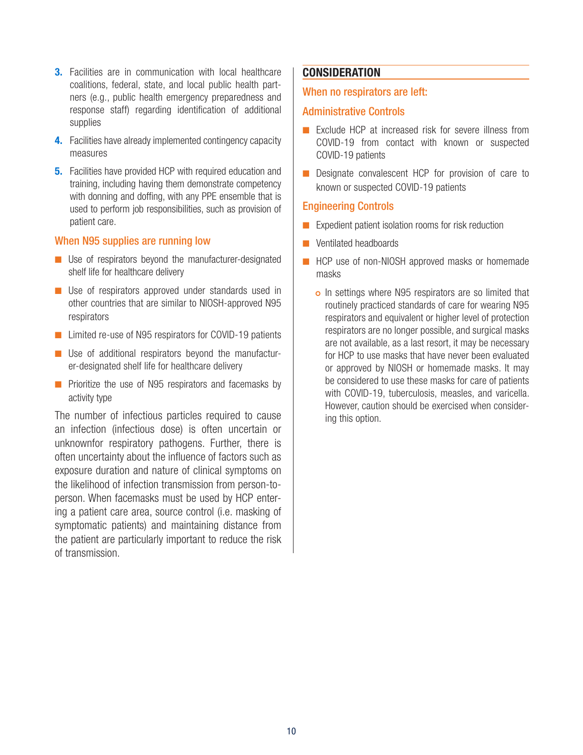3. Facilities are in communication with local healthcare coalitions, federal, state, and local public health partners (e.g., public health emergency preparedness and response staff) regarding identification of additional supplies
4. Facilities have already implemented contingency capacity measures
5. Facilities have provided HCP with required education and training, including having them demonstrate competency with donning and doffing, with any PPE ensemble that is used to perform job responsibilities, such as provision of patient care.

### When N95 supplies are running low

- Use of respirators beyond the manufacturer-designated shelf life for healthcare delivery
- Use of respirators approved under standards used in other countries that are similar to NIOSH-approved N95 respirators
- Limited re-use of N95 respirators for COVID-19 patients
- Use of additional respirators beyond the manufacturer-designated shelf life for healthcare delivery
- Prioritize the use of N95 respirators and facemasks by activity type

The number of infectious particles required to cause an infection (infectious dose) is often uncertain or unknownfor respiratory pathogens. Further, there is often uncertainty about the influence of factors such as exposure duration and nature of clinical symptoms on the likelihood of infection transmission from person-to-person. When facemasks must be used by HCP entering a patient care area, source control (i.e. masking of symptomatic patients) and maintaining distance from the patient are particularly important to reduce the risk of transmission.

## CONSIDERATION

### When no respirators are left:

### Administrative Controls

- Exclude HCP at increased risk for severe illness from COVID-19 from contact with known or suspected COVID-19 patients
- Designate convalescent HCP for provision of care to known or suspected COVID-19 patients

### Engineering Controls

- Expedient patient isolation rooms for risk reduction
- Ventilated headboards
- HCP use of non-NIOSH approved masks or homemade masks
  - In settings where N95 respirators are so limited that routinely practiced standards of care for wearing N95 respirators and equivalent or higher level of protection respirators are no longer possible, and surgical masks are not available, as a last resort, it may be necessary for HCP to use masks that have never been evaluated or approved by NIOSH or homemade masks. It may be considered to use these masks for care of patients with COVID-19, tuberculosis, measles, and varicella. However, caution should be exercised when considering this option.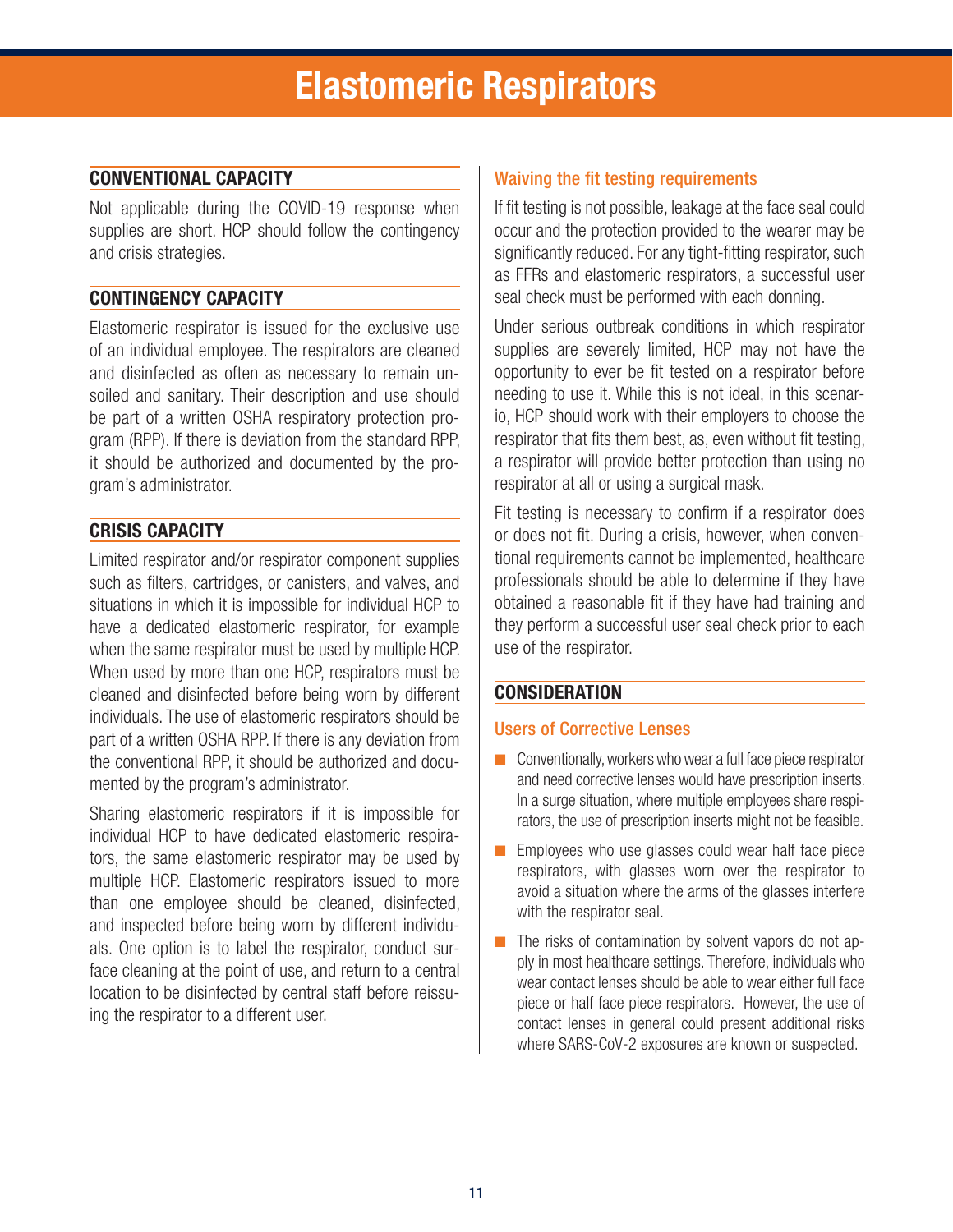# Elastomeric Respirators

## CONVENTIONAL CAPACITY

Not applicable during the COVID-19 response when supplies are short. HCP should follow the contingency and crisis strategies.

## CONTINGENCY CAPACITY

Elastomeric respirator is issued for the exclusive use of an individual employee. The respirators are cleaned and disinfected as often as necessary to remain unsoiled and sanitary. Their description and use should be part of a written OSHA respiratory protection program (RPP). If there is deviation from the standard RPP, it should be authorized and documented by the program's administrator.

## CRISIS CAPACITY

Limited respirator and/or respirator component supplies such as filters, cartridges, or canisters, and valves, and situations in which it is impossible for individual HCP to have a dedicated elastomeric respirator, for example when the same respirator must be used by multiple HCP. When used by more than one HCP, respirators must be cleaned and disinfected before being worn by different individuals. The use of elastomeric respirators should be part of a written OSHA RPP. If there is any deviation from the conventional RPP, it should be authorized and documented by the program's administrator.

Sharing elastomeric respirators if it is impossible for individual HCP to have dedicated elastomeric respirators, the same elastomeric respirator may be used by multiple HCP. Elastomeric respirators issued to more than one employee should be cleaned, disinfected, and inspected before being worn by different individuals. One option is to label the respirator, conduct surface cleaning at the point of use, and return to a central location to be disinfected by central staff before reissuing the respirator to a different user.

### Waiving the fit testing requirements

If fit testing is not possible, leakage at the face seal could occur and the protection provided to the wearer may be significantly reduced. For any tight-fitting respirator, such as FFRs and elastomeric respirators, a successful user seal check must be performed with each donning.

Under serious outbreak conditions in which respirator supplies are severely limited, HCP may not have the opportunity to ever be fit tested on a respirator before needing to use it. While this is not ideal, in this scenario, HCP should work with their employers to choose the respirator that fits them best, as, even without fit testing, a respirator will provide better protection than using no respirator at all or using a surgical mask.

Fit testing is necessary to confirm if a respirator does or does not fit. During a crisis, however, when conventional requirements cannot be implemented, healthcare professionals should be able to determine if they have obtained a reasonable fit if they have had training and they perform a successful user seal check prior to each use of the respirator.

## CONSIDERATION

### Users of Corrective Lenses

- Conventionally, workers who wear a full face piece respirator and need corrective lenses would have prescription inserts. In a surge situation, where multiple employees share respirators, the use of prescription inserts might not be feasible.
- Employees who use glasses could wear half face piece respirators, with glasses worn over the respirator to avoid a situation where the arms of the glasses interfere with the respirator seal.
- The risks of contamination by solvent vapors do not apply in most healthcare settings. Therefore, individuals who wear contact lenses should be able to wear either full face piece or half face piece respirators. However, the use of contact lenses in general could present additional risks where SARS-CoV-2 exposures are known or suspected.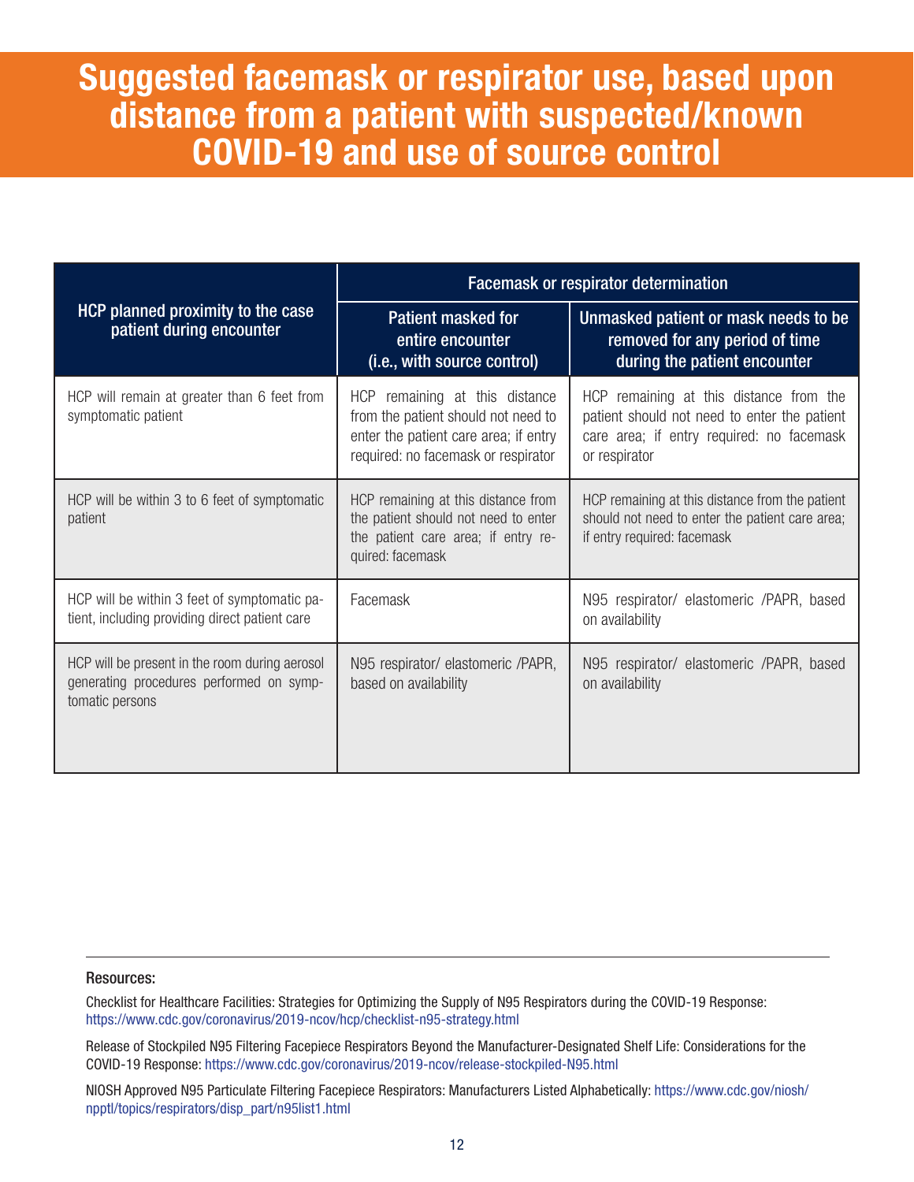# Suggested facemask or respirator use, based upon distance from a patient with suspected/known COVID-19 and use of source control

| HCP planned proximity to the case patient during encounter | Facemask or respirator determination | |
|---|---|---|
| | Patient masked for entire encounter (i.e., with source control) | Unmasked patient or mask needs to be removed for any period of time during the patient encounter |
| HCP will remain at greater than 6 feet from symptomatic patient | HCP remaining at this distance from the patient should not need to enter the patient care area; if entry required: no facemask or respirator | HCP remaining at this distance from the patient should not need to enter the patient care area; if entry required: no facemask or respirator |
| HCP will be within 3 to 6 feet of symptomatic patient | HCP remaining at this distance from the patient should not need to enter the patient care area; if entry required: facemask | HCP remaining at this distance from the patient should not need to enter the patient care area; if entry required: facemask |
| HCP will be within 3 feet of symptomatic patient, including providing direct patient care | Facemask | N95 respirator/ elastomeric /PAPR, based on availability |
| HCP will be present in the room during aerosol generating procedures performed on symptomatic persons | N95 respirator/ elastomeric /PAPR, based on availability | N95 respirator/ elastomeric /PAPR, based on availability |

**Resources:**

Checklist for Healthcare Facilities: Strategies for Optimizing the Supply of N95 Respirators during the COVID-19 Response: https://www.cdc.gov/coronavirus/2019-ncov/hcp/checklist-n95-strategy.html

Release of Stockpiled N95 Filtering Facepiece Respirators Beyond the Manufacturer-Designated Shelf Life: Considerations for the COVID-19 Response: https://www.cdc.gov/coronavirus/2019-ncov/release-stockpiled-N95.html

NIOSH Approved N95 Particulate Filtering Facepiece Respirators: Manufacturers Listed Alphabetically: https://www.cdc.gov/niosh/npptl/topics/respirators/disp_part/n95list1.html